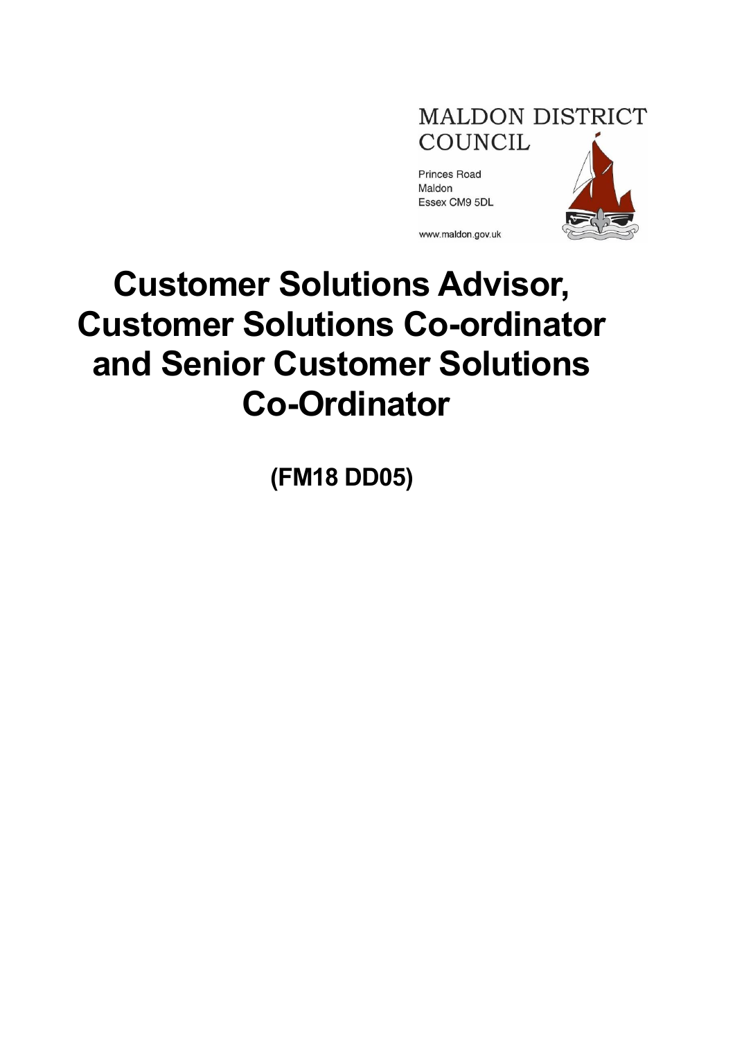MALDON DISTRICT COUNCIL

Princes Road
Maldon
Essex CM9 5DL

www.maldon.gov.uk

# Customer Solutions Advisor, Customer Solutions Co-ordinator and Senior Customer Solutions Co-Ordinator

**(FM18 DD05)**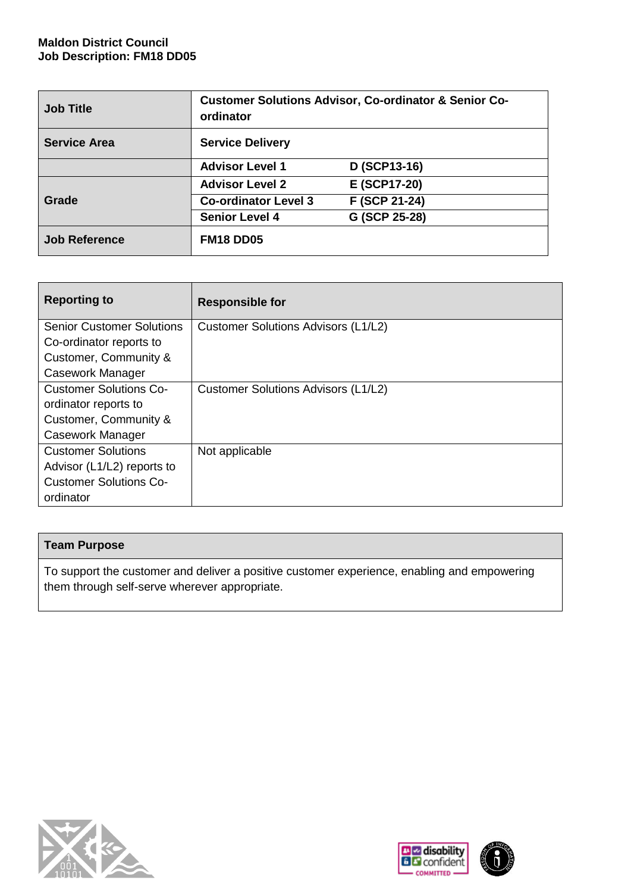**Maldon District Council**
**Job Description: FM18 DD05**

| **Job Title** | **Customer Solutions Advisor, Co-ordinator & Senior Co-ordinator** | |
|---|---|---|
| **Service Area** | **Service Delivery** | |
| **Grade** | **Advisor Level 1** | **D (SCP13-16)** |
| | **Advisor Level 2** | **E (SCP17-20)** |
| | **Co-ordinator Level 3** | **F (SCP 21-24)** |
| | **Senior Level 4** | **G (SCP 25-28)** |
| **Job Reference** | **FM18 DD05** | |

| **Reporting to** | **Responsible for** |
|---|---|
| Senior Customer Solutions Co-ordinator reports to Customer, Community & Casework Manager | Customer Solutions Advisors (L1/L2) |
| Customer Solutions Co-ordinator reports to Customer, Community & Casework Manager | Customer Solutions Advisors (L1/L2) |
| Customer Solutions Advisor (L1/L2) reports to Customer Solutions Co-ordinator | Not applicable |

| **Team Purpose** |
|---|
| To support the customer and deliver a positive customer experience, enabling and empowering them through self-serve wherever appropriate. |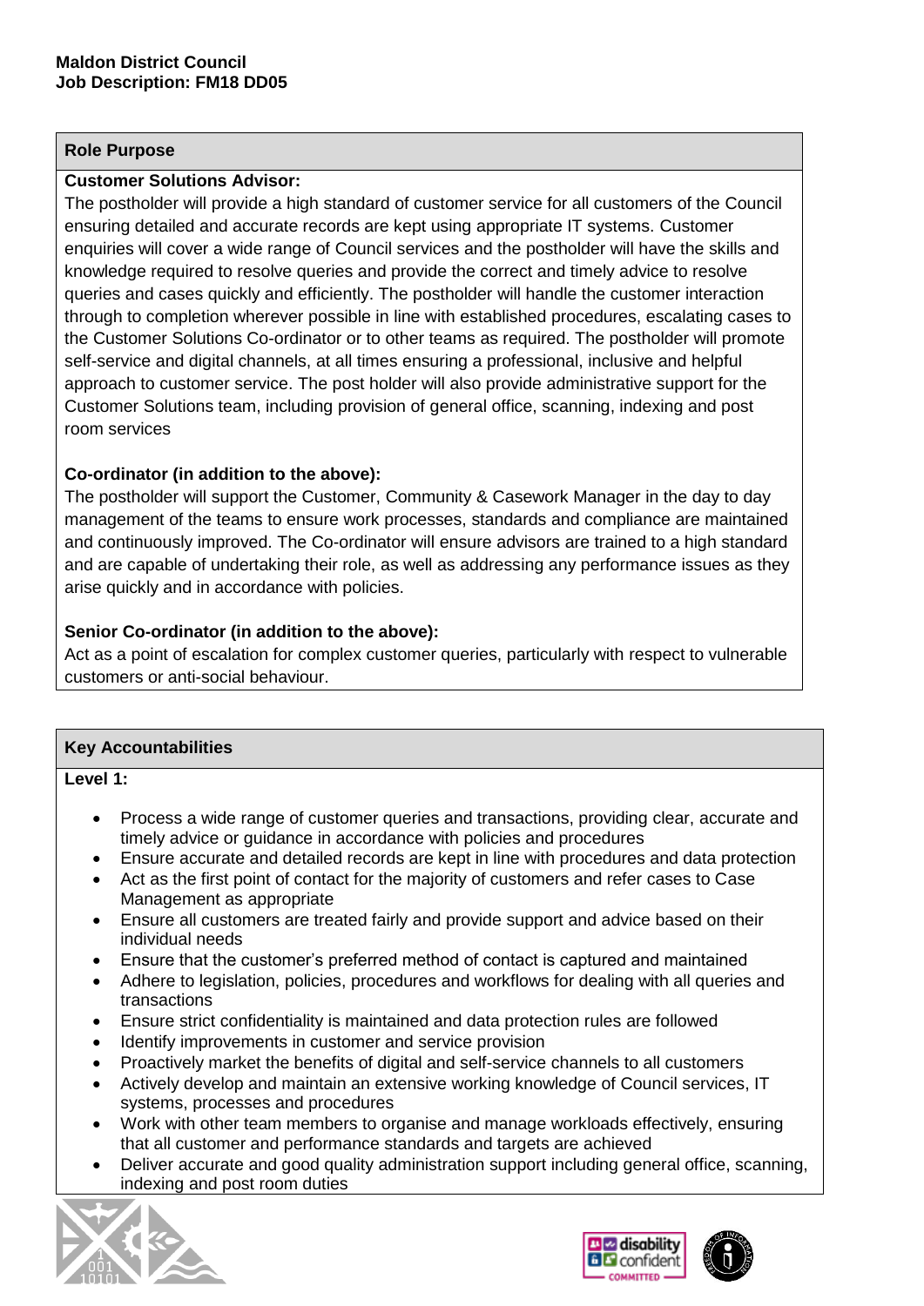**Maldon District Council**
**Job Description: FM18 DD05**

## Role Purpose

**Customer Solutions Advisor:**

The postholder will provide a high standard of customer service for all customers of the Council ensuring detailed and accurate records are kept using appropriate IT systems. Customer enquiries will cover a wide range of Council services and the postholder will have the skills and knowledge required to resolve queries and provide the correct and timely advice to resolve queries and cases quickly and efficiently. The postholder will handle the customer interaction through to completion wherever possible in line with established procedures, escalating cases to the Customer Solutions Co-ordinator or to other teams as required. The postholder will promote self-service and digital channels, at all times ensuring a professional, inclusive and helpful approach to customer service. The post holder will also provide administrative support for the Customer Solutions team, including provision of general office, scanning, indexing and post room services

**Co-ordinator (in addition to the above):**

The postholder will support the Customer, Community & Casework Manager in the day to day management of the teams to ensure work processes, standards and compliance are maintained and continuously improved. The Co-ordinator will ensure advisors are trained to a high standard and are capable of undertaking their role, as well as addressing any performance issues as they arise quickly and in accordance with policies.

**Senior Co-ordinator (in addition to the above):**

Act as a point of escalation for complex customer queries, particularly with respect to vulnerable customers or anti-social behaviour.

## Key Accountabilities

**Level 1:**

- Process a wide range of customer queries and transactions, providing clear, accurate and timely advice or guidance in accordance with policies and procedures
- Ensure accurate and detailed records are kept in line with procedures and data protection
- Act as the first point of contact for the majority of customers and refer cases to Case Management as appropriate
- Ensure all customers are treated fairly and provide support and advice based on their individual needs
- Ensure that the customer's preferred method of contact is captured and maintained
- Adhere to legislation, policies, procedures and workflows for dealing with all queries and transactions
- Ensure strict confidentiality is maintained and data protection rules are followed
- Identify improvements in customer and service provision
- Proactively market the benefits of digital and self-service channels to all customers
- Actively develop and maintain an extensive working knowledge of Council services, IT systems, processes and procedures
- Work with other team members to organise and manage workloads effectively, ensuring that all customer and performance standards and targets are achieved
- Deliver accurate and good quality administration support including general office, scanning, indexing and post room duties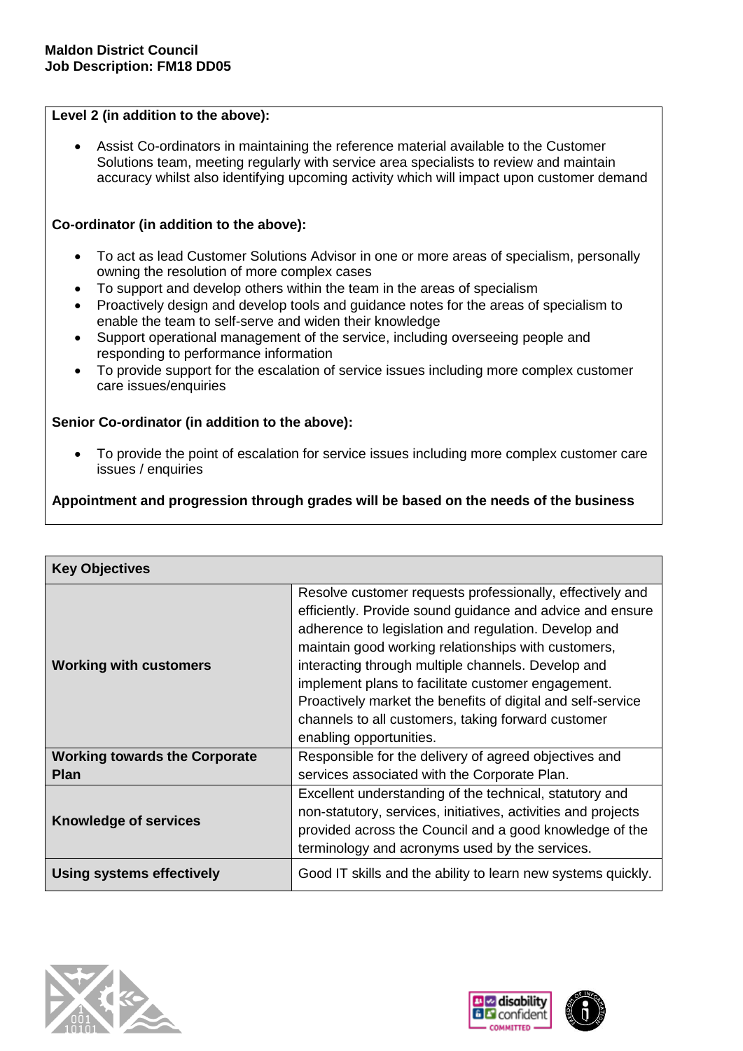**Level 2 (in addition to the above):**

- Assist Co-ordinators in maintaining the reference material available to the Customer Solutions team, meeting regularly with service area specialists to review and maintain accuracy whilst also identifying upcoming activity which will impact upon customer demand

**Co-ordinator (in addition to the above):**

- To act as lead Customer Solutions Advisor in one or more areas of specialism, personally owning the resolution of more complex cases
- To support and develop others within the team in the areas of specialism
- Proactively design and develop tools and guidance notes for the areas of specialism to enable the team to self-serve and widen their knowledge
- Support operational management of the service, including overseeing people and responding to performance information
- To provide support for the escalation of service issues including more complex customer care issues/enquiries

**Senior Co-ordinator (in addition to the above):**

- To provide the point of escalation for service issues including more complex customer care issues / enquiries

**Appointment and progression through grades will be based on the needs of the business**

| **Key Objectives** | |
|---|---|
| **Working with customers** | Resolve customer requests professionally, effectively and efficiently. Provide sound guidance and advice and ensure adherence to legislation and regulation. Develop and maintain good working relationships with customers, interacting through multiple channels. Develop and implement plans to facilitate customer engagement. Proactively market the benefits of digital and self-service channels to all customers, taking forward customer enabling opportunities. |
| **Working towards the Corporate Plan** | Responsible for the delivery of agreed objectives and services associated with the Corporate Plan. |
| **Knowledge of services** | Excellent understanding of the technical, statutory and non-statutory, services, initiatives, activities and projects provided across the Council and a good knowledge of the terminology and acronyms used by the services. |
| **Using systems effectively** | Good IT skills and the ability to learn new systems quickly. |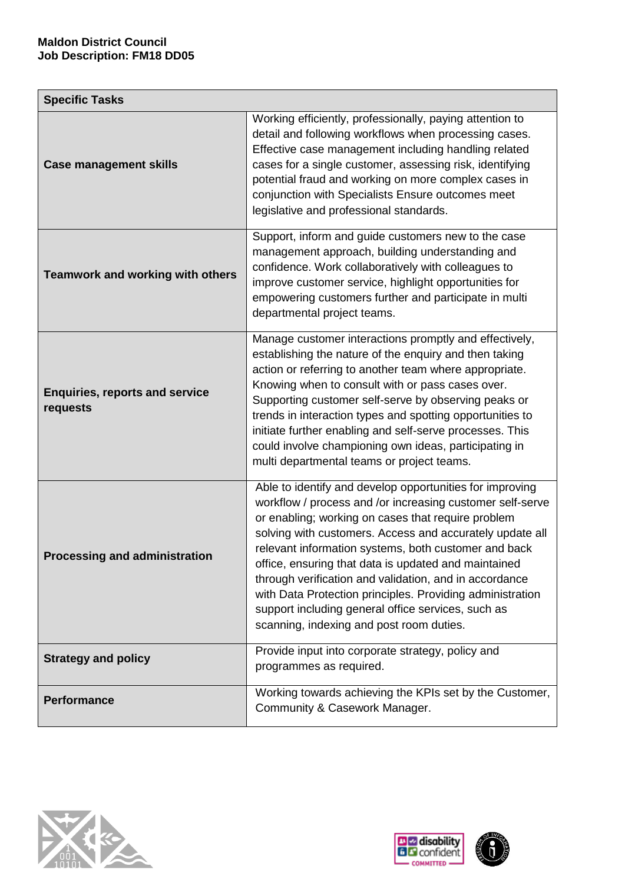**Maldon District Council**
**Job Description: FM18 DD05**

| Specific Tasks | |
|---|---|
| **Case management skills** | Working efficiently, professionally, paying attention to detail and following workflows when processing cases. Effective case management including handling related cases for a single customer, assessing risk, identifying potential fraud and working on more complex cases in conjunction with Specialists Ensure outcomes meet legislative and professional standards. |
| **Teamwork and working with others** | Support, inform and guide customers new to the case management approach, building understanding and confidence. Work collaboratively with colleagues to improve customer service, highlight opportunities for empowering customers further and participate in multi departmental project teams. |
| **Enquiries, reports and service requests** | Manage customer interactions promptly and effectively, establishing the nature of the enquiry and then taking action or referring to another team where appropriate. Knowing when to consult with or pass cases over. Supporting customer self-serve by observing peaks or trends in interaction types and spotting opportunities to initiate further enabling and self-serve processes. This could involve championing own ideas, participating in multi departmental teams or project teams. |
| **Processing and administration** | Able to identify and develop opportunities for improving workflow / process and /or increasing customer self-serve or enabling; working on cases that require problem solving with customers. Access and accurately update all relevant information systems, both customer and back office, ensuring that data is updated and maintained through verification and validation, and in accordance with Data Protection principles. Providing administration support including general office services, such as scanning, indexing and post room duties. |
| **Strategy and policy** | Provide input into corporate strategy, policy and programmes as required. |
| **Performance** | Working towards achieving the KPIs set by the Customer, Community & Casework Manager. |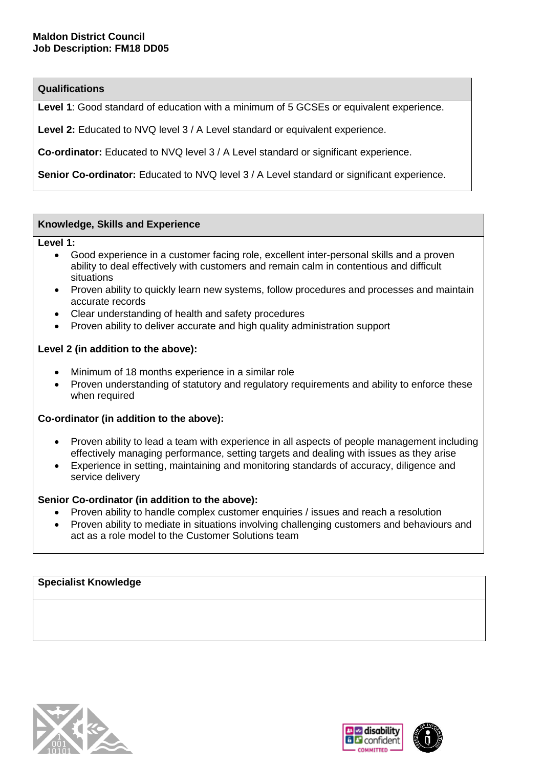**Maldon District Council**
**Job Description: FM18 DD05**

## Qualifications

**Level 1**: Good standard of education with a minimum of 5 GCSEs or equivalent experience.

**Level 2:** Educated to NVQ level 3 / A Level standard or equivalent experience.

**Co-ordinator:** Educated to NVQ level 3 / A Level standard or significant experience.

**Senior Co-ordinator:** Educated to NVQ level 3 / A Level standard or significant experience.

## Knowledge, Skills and Experience

**Level 1:**

- Good experience in a customer facing role, excellent inter-personal skills and a proven ability to deal effectively with customers and remain calm in contentious and difficult situations
- Proven ability to quickly learn new systems, follow procedures and processes and maintain accurate records
- Clear understanding of health and safety procedures
- Proven ability to deliver accurate and high quality administration support

**Level 2 (in addition to the above):**

- Minimum of 18 months experience in a similar role
- Proven understanding of statutory and regulatory requirements and ability to enforce these when required

**Co-ordinator (in addition to the above):**

- Proven ability to lead a team with experience in all aspects of people management including effectively managing performance, setting targets and dealing with issues as they arise
- Experience in setting, maintaining and monitoring standards of accuracy, diligence and service delivery

**Senior Co-ordinator (in addition to the above):**

- Proven ability to handle complex customer enquiries / issues and reach a resolution
- Proven ability to mediate in situations involving challenging customers and behaviours and act as a role model to the Customer Solutions team

## Specialist Knowledge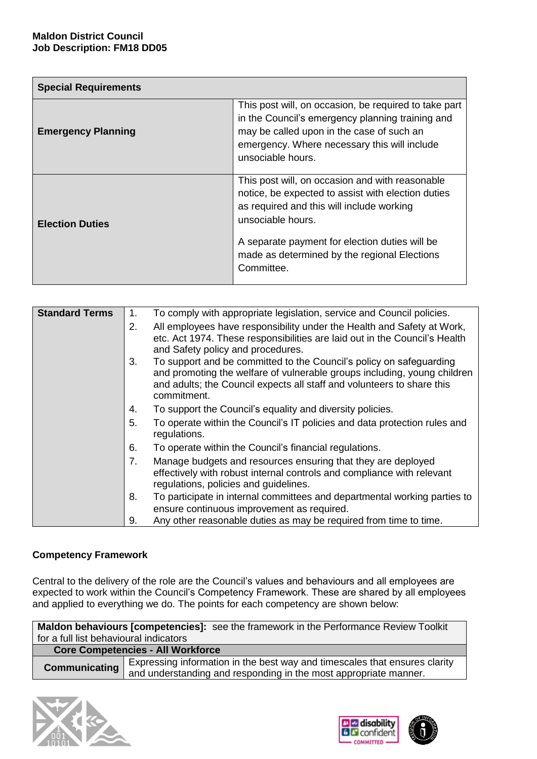**Maldon District Council**
**Job Description: FM18 DD05**

| Special Requirements | |
|---|---|
| **Emergency Planning** | This post will, on occasion, be required to take part in the Council's emergency planning training and may be called upon in the case of such an emergency. Where necessary this will include unsociable hours. |
| **Election Duties** | This post will, on occasion and with reasonable notice, be expected to assist with election duties as required and this will include working unsociable hours.<br><br>A separate payment for election duties will be made as determined by the regional Elections Committee. |

| Standard Terms | | |
|---|---|---|
| | 1. | To comply with appropriate legislation, service and Council policies. |
| | 2. | All employees have responsibility under the Health and Safety at Work, etc. Act 1974. These responsibilities are laid out in the Council's Health and Safety policy and procedures. |
| | 3. | To support and be committed to the Council's policy on safeguarding and promoting the welfare of vulnerable groups including, young children and adults; the Council expects all staff and volunteers to share this commitment. |
| | 4. | To support the Council's equality and diversity policies. |
| | 5. | To operate within the Council's IT policies and data protection rules and regulations. |
| | 6. | To operate within the Council's financial regulations. |
| | 7. | Manage budgets and resources ensuring that they are deployed effectively with robust internal controls and compliance with relevant regulations, policies and guidelines. |
| | 8. | To participate in internal committees and departmental working parties to ensure continuous improvement as required. |
| | 9. | Any other reasonable duties as may be required from time to time. |

**Competency Framework**

Central to the delivery of the role are the Council's values and behaviours and all employees are expected to work within the Council's Competency Framework. These are shared by all employees and applied to everything we do. The points for each competency are shown below:

| **Maldon behaviours [competencies]:** see the framework in the Performance Review Toolkit for a full list behavioural indicators | |
|---|---|
| **Core Competencies - All Workforce** | |
| **Communicating** | Expressing information in the best way and timescales that ensures clarity and understanding and responding in the most appropriate manner. |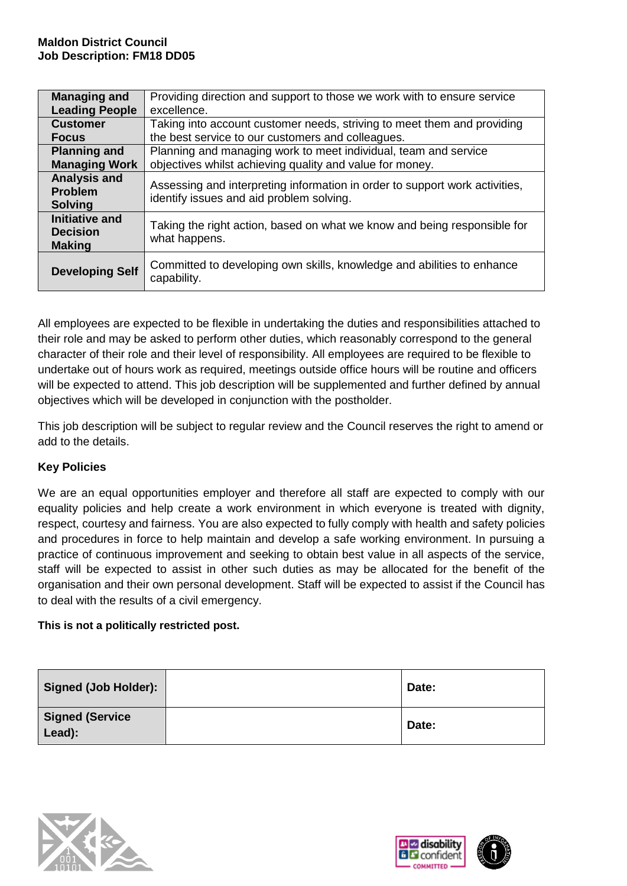**Maldon District Council**
**Job Description: FM18 DD05**

| | |
|---|---|
| **Managing and Leading People** | Providing direction and support to those we work with to ensure service excellence. |
| **Customer Focus** | Taking into account customer needs, striving to meet them and providing the best service to our customers and colleagues. |
| **Planning and Managing Work** | Planning and managing work to meet individual, team and service objectives whilst achieving quality and value for money. |
| **Analysis and Problem Solving** | Assessing and interpreting information in order to support work activities, identify issues and aid problem solving. |
| **Initiative and Decision Making** | Taking the right action, based on what we know and being responsible for what happens. |
| **Developing Self** | Committed to developing own skills, knowledge and abilities to enhance capability. |

All employees are expected to be flexible in undertaking the duties and responsibilities attached to their role and may be asked to perform other duties, which reasonably correspond to the general character of their role and their level of responsibility. All employees are required to be flexible to undertake out of hours work as required, meetings outside office hours will be routine and officers will be expected to attend. This job description will be supplemented and further defined by annual objectives which will be developed in conjunction with the postholder.

This job description will be subject to regular review and the Council reserves the right to amend or add to the details.

**Key Policies**

We are an equal opportunities employer and therefore all staff are expected to comply with our equality policies and help create a work environment in which everyone is treated with dignity, respect, courtesy and fairness. You are also expected to fully comply with health and safety policies and procedures in force to help maintain and develop a safe working environment. In pursuing a practice of continuous improvement and seeking to obtain best value in all aspects of the service, staff will be expected to assist in other such duties as may be allocated for the benefit of the organisation and their own personal development. Staff will be expected to assist if the Council has to deal with the results of a civil emergency.

**This is not a politically restricted post.**

| | | |
|---|---|---|
| **Signed (Job Holder):** | | **Date:** |
| **Signed (Service Lead):** | | **Date:** |